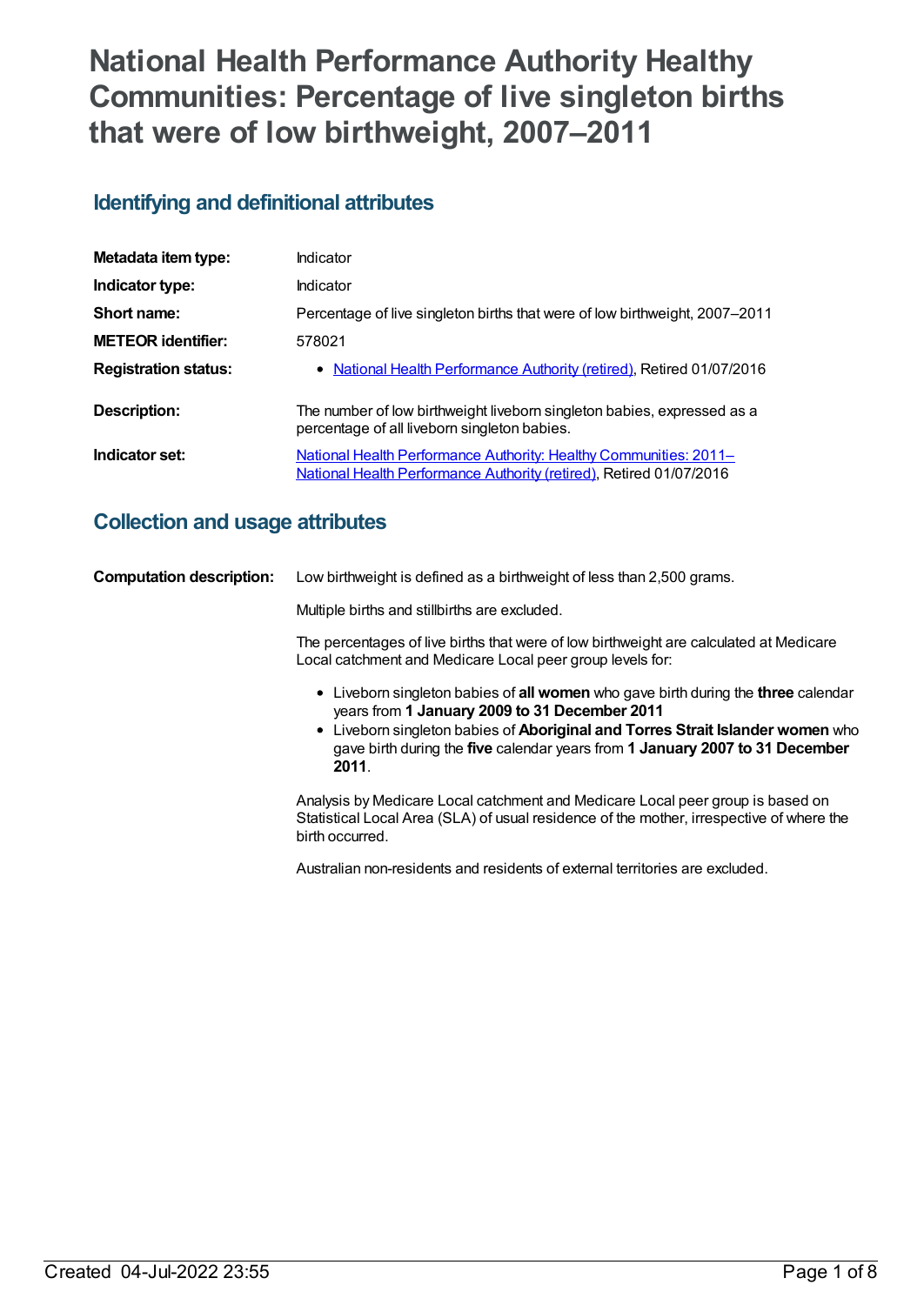# National Health Performance Authority Healthy Communities: Percentage of live singleton births that were of low birthweight, 2007–2011

## Identifying and definitional attributes

| | |
|---|---|
| **Metadata item type:** | Indicator |
| **Indicator type:** | Indicator |
| **Short name:** | Percentage of live singleton births that were of low birthweight, 2007–2011 |
| **METEOR identifier:** | 578021 |
| **Registration status:** | • National Health Performance Authority (retired), Retired 01/07/2016 |
| **Description:** | The number of low birthweight liveborn singleton babies, expressed as a percentage of all liveborn singleton babies. |
| **Indicator set:** | National Health Performance Authority: Healthy Communities: 2011– National Health Performance Authority (retired), Retired 01/07/2016 |

## Collection and usage attributes

**Computation description:**

Low birthweight is defined as a birthweight of less than 2,500 grams.

Multiple births and stillbirths are excluded.

The percentages of live births that were of low birthweight are calculated at Medicare Local catchment and Medicare Local peer group levels for:

- Liveborn singleton babies of **all women** who gave birth during the **three** calendar years from **1 January 2009 to 31 December 2011**
- Liveborn singleton babies of **Aboriginal and Torres Strait Islander women** who gave birth during the **five** calendar years from **1 January 2007 to 31 December 2011**.

Analysis by Medicare Local catchment and Medicare Local peer group is based on Statistical Local Area (SLA) of usual residence of the mother, irrespective of where the birth occurred.

Australian non-residents and residents of external territories are excluded.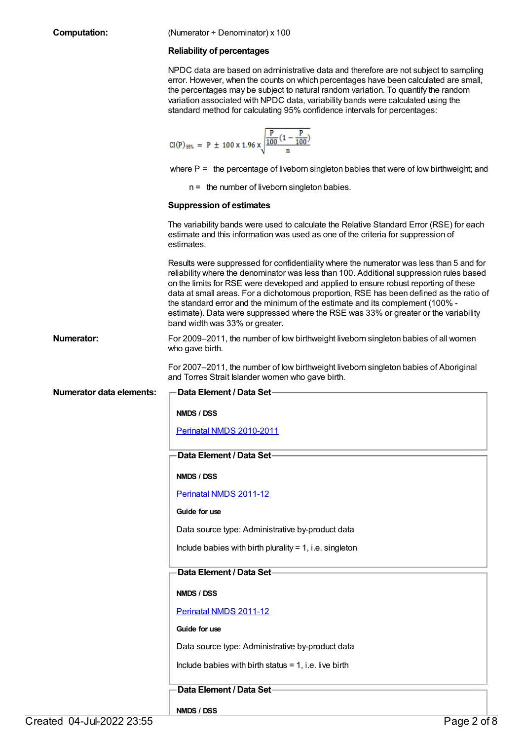**Computation:** (Numerator ÷ Denominator) x 100

**Reliability of percentages**

NPDC data are based on administrative data and therefore are not subject to sampling error. However, when the counts on which percentages have been calculated are small, the percentages may be subject to natural random variation. To quantify the random variation associated with NPDC data, variability bands were calculated using the standard method for calculating 95% confidence intervals for percentages:

$$CI(P)_{95\%} = P \pm 100 \times 1.96 \times \sqrt{\frac{\frac{P}{100}\left(1 - \frac{P}{100}\right)}{n}}$$

where P = the percentage of liveborn singleton babies that were of low birthweight; and

n = the number of liveborn singleton babies.

**Suppression of estimates**

The variability bands were used to calculate the Relative Standard Error (RSE) for each estimate and this information was used as one of the criteria for suppression of estimates.

Results were suppressed for confidentiality where the numerator was less than 5 and for reliability where the denominator was less than 100. Additional suppression rules based on the limits for RSE were developed and applied to ensure robust reporting of these data at small areas. For a dichotomous proportion, RSE has been defined as the ratio of the standard error and the minimum of the estimate and its complement (100% - estimate). Data were suppressed where the RSE was 33% or greater or the variability band width was 33% or greater.

**Numerator:** For 2009–2011, the number of low birthweight liveborn singleton babies of all women who gave birth.

For 2007–2011, the number of low birthweight liveborn singleton babies of Aboriginal and Torres Strait Islander women who gave birth.

**Numerator data elements:**

**Data Element / Data Set**

**NMDS / DSS**

Perinatal NMDS 2010-2011

**Data Element / Data Set**

**NMDS / DSS**

Perinatal NMDS 2011-12

**Guide for use**

Data source type: Administrative by-product data

Include babies with birth plurality = 1, i.e. singleton

**Data Element / Data Set**

**NMDS / DSS**

Perinatal NMDS 2011-12

**Guide for use**

Data source type: Administrative by-product data

Include babies with birth status = 1, i.e. live birth

**Data Element / Data Set**

**NMDS / DSS**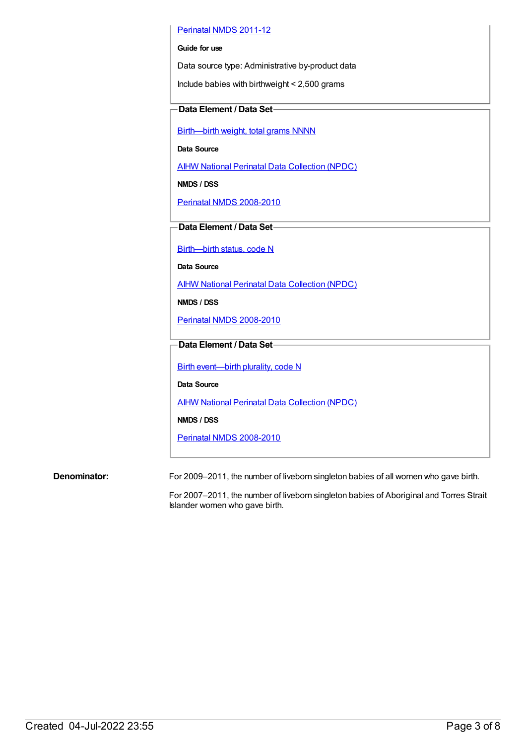[Perinatal NMDS 2011-12](#)

**Guide for use**

Data source type: Administrative by-product data

Include babies with birthweight < 2,500 grams

**Data Element / Data Set**

[Birth—birth weight, total grams NNNN](#)

**Data Source**

[AIHW National Perinatal Data Collection (NPDC)](#)

**NMDS / DSS**

[Perinatal NMDS 2008-2010](#)

**Data Element / Data Set**

[Birth—birth status, code N](#)

**Data Source**

[AIHW National Perinatal Data Collection (NPDC)](#)

**NMDS / DSS**

[Perinatal NMDS 2008-2010](#)

**Data Element / Data Set**

[Birth event—birth plurality, code N](#)

**Data Source**

[AIHW National Perinatal Data Collection (NPDC)](#)

**NMDS / DSS**

[Perinatal NMDS 2008-2010](#)

**Denominator:**

For 2009–2011, the number of liveborn singleton babies of all women who gave birth.

For 2007–2011, the number of liveborn singleton babies of Aboriginal and Torres Strait Islander women who gave birth.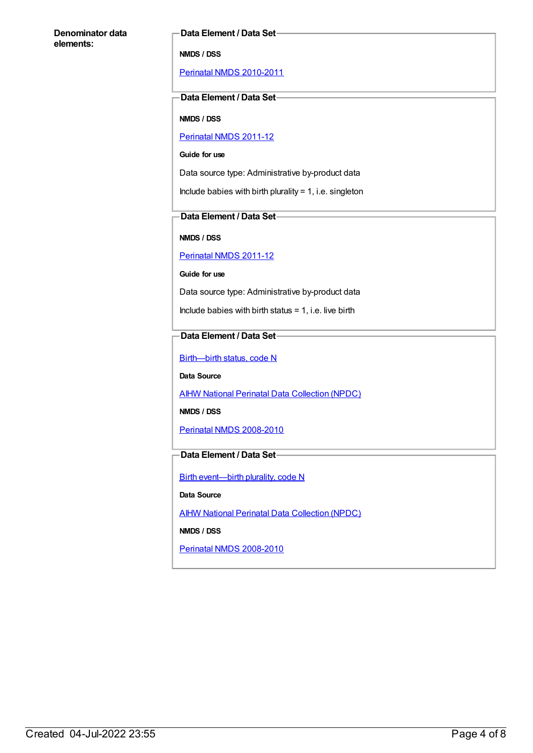**Denominator data elements:**

**Data Element / Data Set**

**NMDS / DSS**

[Perinatal NMDS 2010-2011](#)

**Data Element / Data Set**

**NMDS / DSS**

[Perinatal NMDS 2011-12](#)

**Guide for use**

Data source type: Administrative by-product data

Include babies with birth plurality = 1, i.e. singleton

**Data Element / Data Set**

**NMDS / DSS**

[Perinatal NMDS 2011-12](#)

**Guide for use**

Data source type: Administrative by-product data

Include babies with birth status = 1, i.e. live birth

**Data Element / Data Set**

[Birth—birth status, code N](#)

**Data Source**

[AIHW National Perinatal Data Collection (NPDC)](#)

**NMDS / DSS**

[Perinatal NMDS 2008-2010](#)

**Data Element / Data Set**

[Birth event—birth plurality, code N](#)

**Data Source**

[AIHW National Perinatal Data Collection (NPDC)](#)

**NMDS / DSS**

[Perinatal NMDS 2008-2010](#)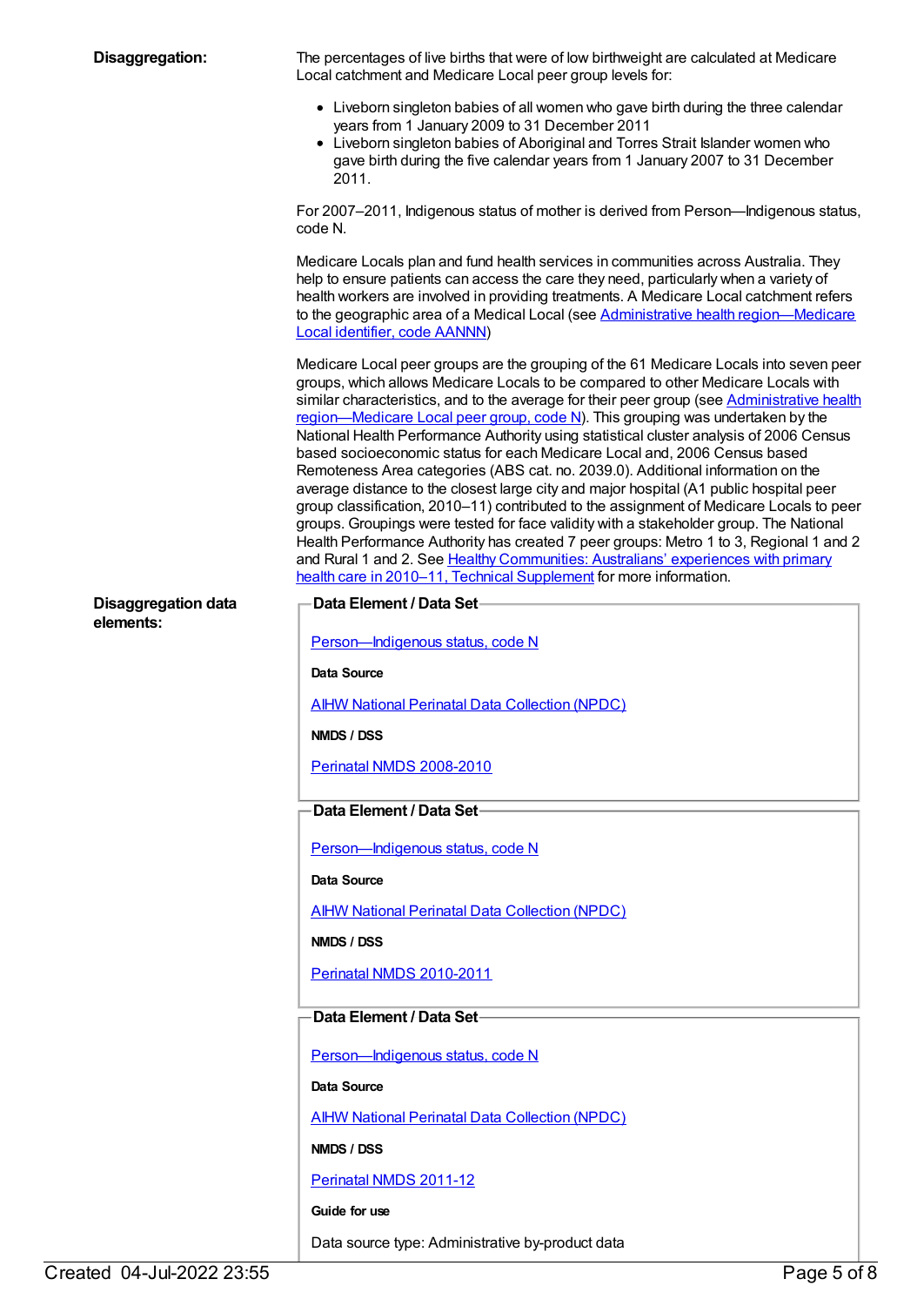**Disaggregation:**

The percentages of live births that were of low birthweight are calculated at Medicare Local catchment and Medicare Local peer group levels for:

- Liveborn singleton babies of all women who gave birth during the three calendar years from 1 January 2009 to 31 December 2011
- Liveborn singleton babies of Aboriginal and Torres Strait Islander women who gave birth during the five calendar years from 1 January 2007 to 31 December 2011.

For 2007–2011, Indigenous status of mother is derived from Person—Indigenous status, code N.

Medicare Locals plan and fund health services in communities across Australia. They help to ensure patients can access the care they need, particularly when a variety of health workers are involved in providing treatments. A Medicare Local catchment refers to the geographic area of a Medical Local (see Administrative health region—Medicare Local identifier, code AANNN)

Medicare Local peer groups are the grouping of the 61 Medicare Locals into seven peer groups, which allows Medicare Locals to be compared to other Medicare Locals with similar characteristics, and to the average for their peer group (see Administrative health region—Medicare Local peer group, code N). This grouping was undertaken by the National Health Performance Authority using statistical cluster analysis of 2006 Census based socioeconomic status for each Medicare Local and, 2006 Census based Remoteness Area categories (ABS cat. no. 2039.0). Additional information on the average distance to the closest large city and major hospital (A1 public hospital peer group classification, 2010–11) contributed to the assignment of Medicare Locals to peer groups. Groupings were tested for face validity with a stakeholder group. The National Health Performance Authority has created 7 peer groups: Metro 1 to 3, Regional 1 and 2 and Rural 1 and 2. See Healthy Communities: Australians' experiences with primary health care in 2010–11, Technical Supplement for more information.

**Disaggregation data elements:**

**Data Element / Data Set**

Person—Indigenous status, code N

**Data Source**

AIHW National Perinatal Data Collection (NPDC)

**NMDS / DSS**

Perinatal NMDS 2008-2010

**Data Element / Data Set**

Person—Indigenous status, code N

**Data Source**

AIHW National Perinatal Data Collection (NPDC)

**NMDS / DSS**

Perinatal NMDS 2010-2011

**Data Element / Data Set**

Person—Indigenous status, code N

**Data Source**

AIHW National Perinatal Data Collection (NPDC)

**NMDS / DSS**

Perinatal NMDS 2011-12

**Guide for use**

Data source type: Administrative by-product data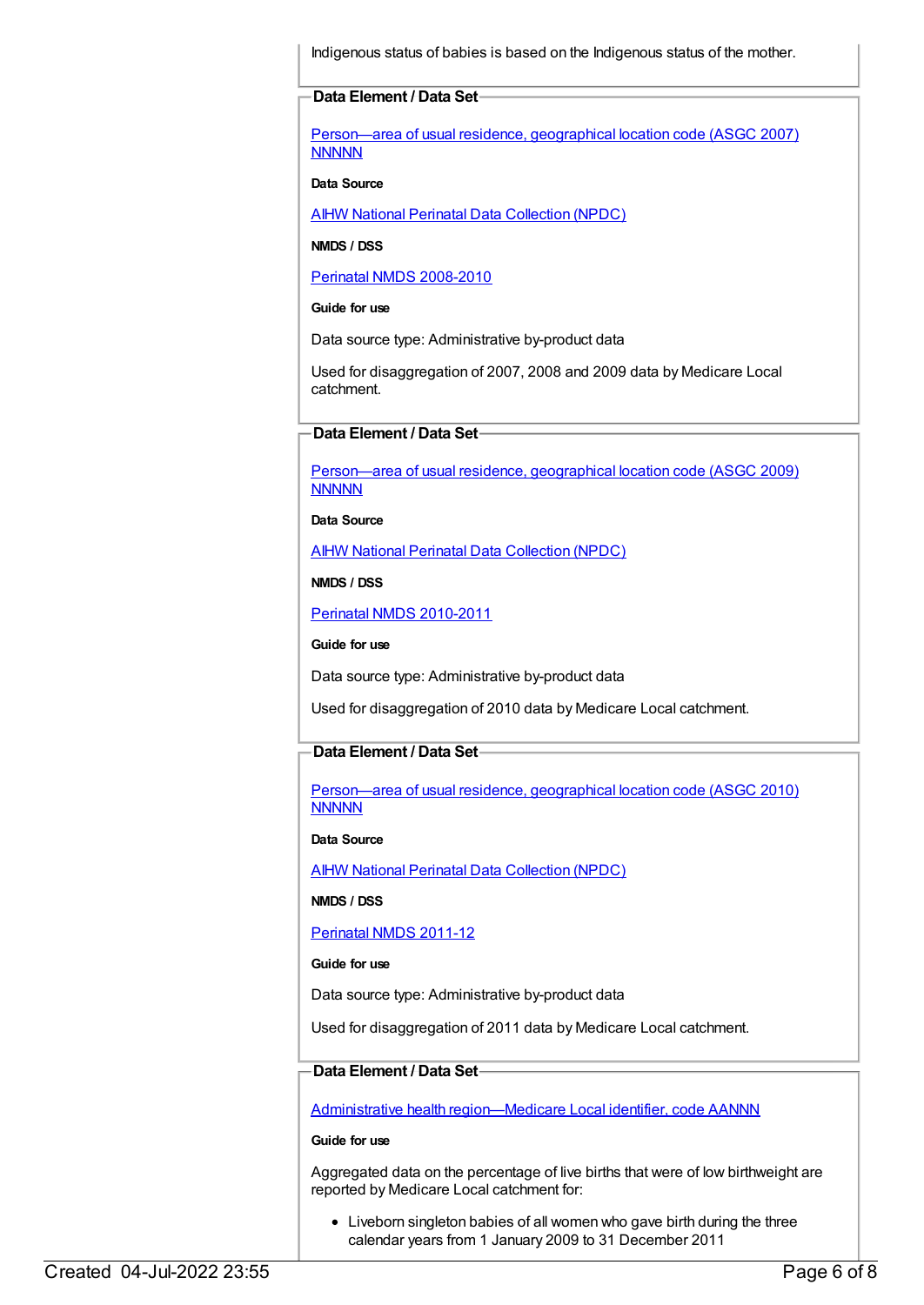Indigenous status of babies is based on the Indigenous status of the mother.

**Data Element / Data Set**

Person—area of usual residence, geographical location code (ASGC 2007) NNNNN

**Data Source**

AIHW National Perinatal Data Collection (NPDC)

**NMDS / DSS**

Perinatal NMDS 2008-2010

**Guide for use**

Data source type: Administrative by-product data

Used for disaggregation of 2007, 2008 and 2009 data by Medicare Local catchment.

**Data Element / Data Set**

Person—area of usual residence, geographical location code (ASGC 2009) NNNNN

**Data Source**

AIHW National Perinatal Data Collection (NPDC)

**NMDS / DSS**

Perinatal NMDS 2010-2011

**Guide for use**

Data source type: Administrative by-product data

Used for disaggregation of 2010 data by Medicare Local catchment.

**Data Element / Data Set**

Person—area of usual residence, geographical location code (ASGC 2010) NNNNN

**Data Source**

AIHW National Perinatal Data Collection (NPDC)

**NMDS / DSS**

Perinatal NMDS 2011-12

**Guide for use**

Data source type: Administrative by-product data

Used for disaggregation of 2011 data by Medicare Local catchment.

**Data Element / Data Set**

Administrative health region—Medicare Local identifier, code AANNN

**Guide for use**

Aggregated data on the percentage of live births that were of low birthweight are reported by Medicare Local catchment for:

- Liveborn singleton babies of all women who gave birth during the three calendar years from 1 January 2009 to 31 December 2011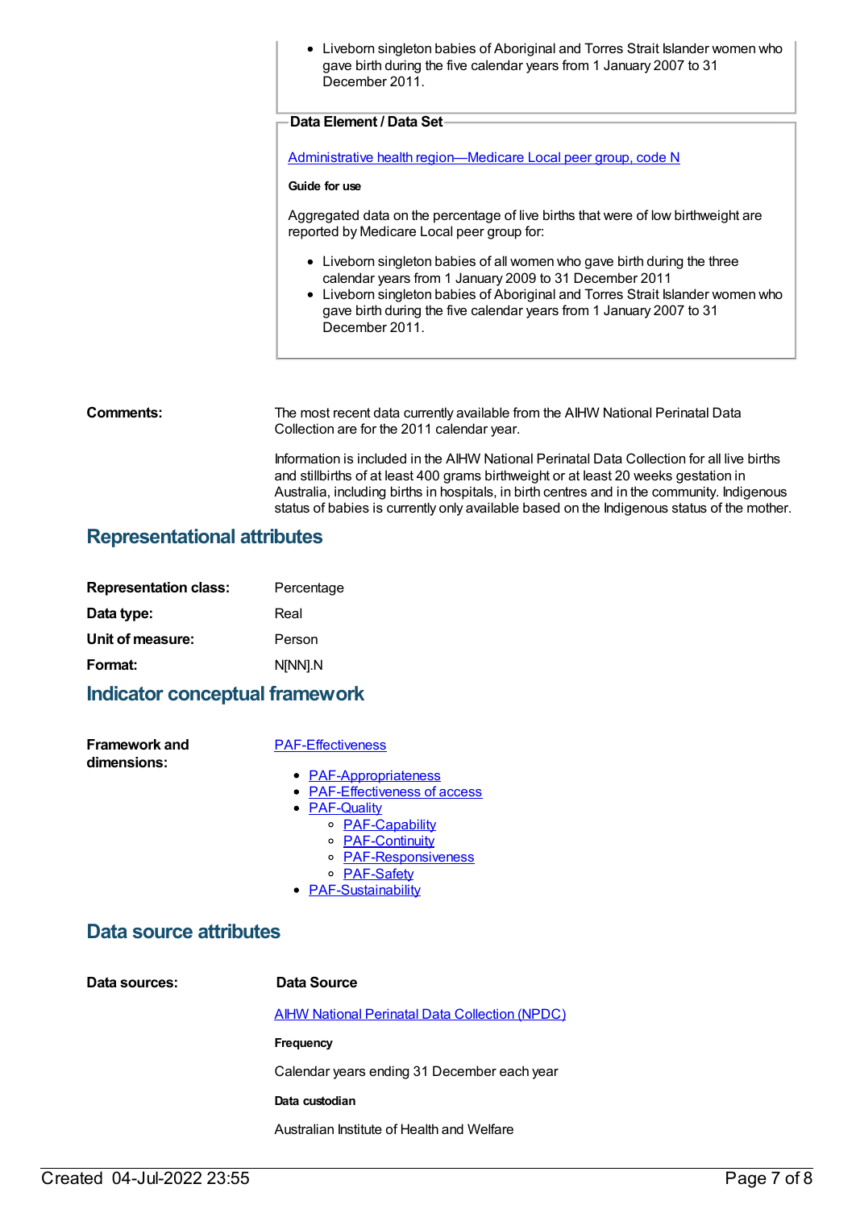- Liveborn singleton babies of Aboriginal and Torres Strait Islander women who gave birth during the five calendar years from 1 January 2007 to 31 December 2011.

**Data Element / Data Set**

[Administrative health region—Medicare Local peer group, code N]

**Guide for use**

Aggregated data on the percentage of live births that were of low birthweight are reported by Medicare Local peer group for:

- Liveborn singleton babies of all women who gave birth during the three calendar years from 1 January 2009 to 31 December 2011
- Liveborn singleton babies of Aboriginal and Torres Strait Islander women who gave birth during the five calendar years from 1 January 2007 to 31 December 2011.

**Comments:**

The most recent data currently available from the AIHW National Perinatal Data Collection are for the 2011 calendar year.

Information is included in the AIHW National Perinatal Data Collection for all live births and stillbirths of at least 400 grams birthweight or at least 20 weeks gestation in Australia, including births in hospitals, in birth centres and in the community. Indigenous status of babies is currently only available based on the Indigenous status of the mother.

## Representational attributes

**Representation class:** Percentage

**Data type:** Real

**Unit of measure:** Person

**Format:** N[NN].N

## Indicator conceptual framework

**Framework and dimensions:**

[PAF-Effectiveness]

- [PAF-Appropriateness]
- [PAF-Effectiveness of access]
- [PAF-Quality]
  - [PAF-Capability]
  - [PAF-Continuity]
  - [PAF-Responsiveness]
  - [PAF-Safety]
- [PAF-Sustainability]

## Data source attributes

**Data sources:**

**Data Source**

[AIHW National Perinatal Data Collection (NPDC)]

**Frequency**

Calendar years ending 31 December each year

**Data custodian**

Australian Institute of Health and Welfare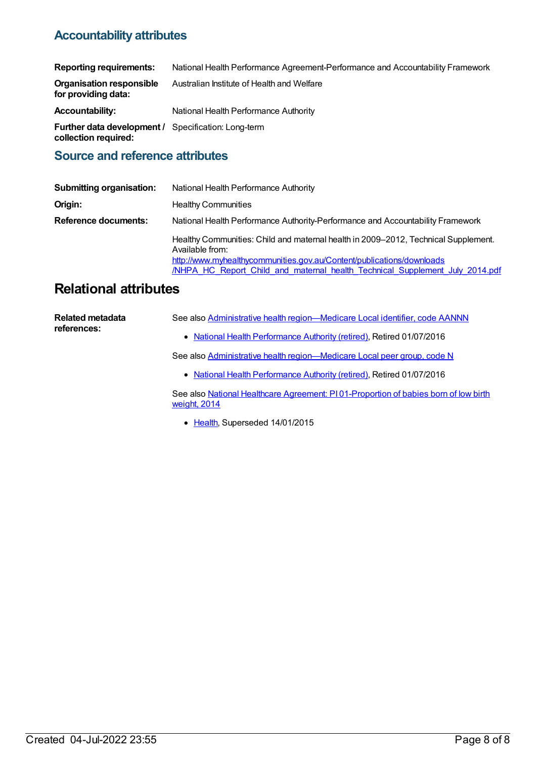## Accountability attributes

**Reporting requirements:** National Health Performance Agreement-Performance and Accountability Framework

**Organisation responsible for providing data:** Australian Institute of Health and Welfare

**Accountability:** National Health Performance Authority

**Further data development / collection required:** Specification: Long-term

## Source and reference attributes

**Submitting organisation:** National Health Performance Authority

**Origin:** Healthy Communities

**Reference documents:** National Health Performance Authority-Performance and Accountability Framework

Healthy Communities: Child and maternal health in 2009–2012, Technical Supplement. Available from: http://www.myhealthycommunities.gov.au/Content/publications/downloads/NHPA_HC_Report_Child_and_maternal_health_Technical_Supplement_July_2014.pdf

# Relational attributes

**Related metadata references:**

See also Administrative health region—Medicare Local identifier, code AANNN

- National Health Performance Authority (retired), Retired 01/07/2016

See also Administrative health region—Medicare Local peer group, code N

- National Health Performance Authority (retired), Retired 01/07/2016

See also National Healthcare Agreement: PI 01-Proportion of babies born of low birth weight, 2014

- Health, Superseded 14/01/2015